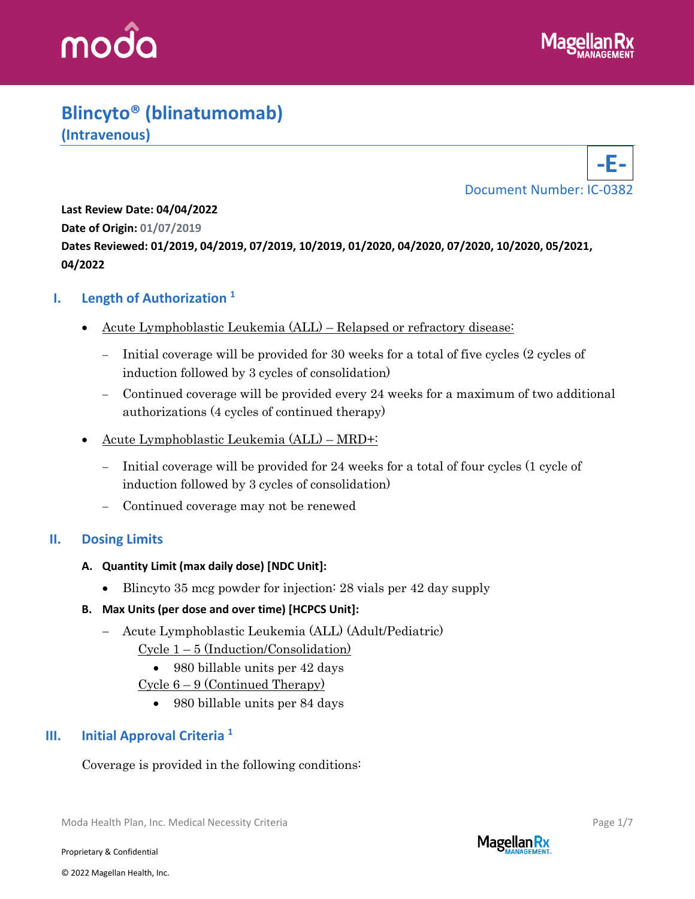# Blincyto® (blinatumomab)

## (Intravenous)

**-E-**

Document Number: IC-0382

**Last Review Date: 04/04/2022**

**Date of Origin:** 01/07/2019

**Dates Reviewed: 01/2019, 04/2019, 07/2019, 10/2019, 01/2020, 04/2020, 07/2020, 10/2020, 05/2021, 04/2022**

## I. Length of Authorization [1]

- Acute Lymphoblastic Leukemia (ALL) – Relapsed or refractory disease:
  - Initial coverage will be provided for 30 weeks for a total of five cycles (2 cycles of induction followed by 3 cycles of consolidation)
  - Continued coverage will be provided every 24 weeks for a maximum of two additional authorizations (4 cycles of continued therapy)
- Acute Lymphoblastic Leukemia (ALL) – MRD+:
  - Initial coverage will be provided for 24 weeks for a total of four cycles (1 cycle of induction followed by 3 cycles of consolidation)
  - Continued coverage may not be renewed

## II. Dosing Limits

**A. Quantity Limit (max daily dose) [NDC Unit]:**

- Blincyto 35 mcg powder for injection: 28 vials per 42 day supply

**B. Max Units (per dose and over time) [HCPCS Unit]:**

- Acute Lymphoblastic Leukemia (ALL) (Adult/Pediatric)

  Cycle 1 – 5 (Induction/Consolidation)
  - 980 billable units per 42 days

  Cycle 6 – 9 (Continued Therapy)
  - 980 billable units per 84 days

## III. Initial Approval Criteria [1]

Coverage is provided in the following conditions: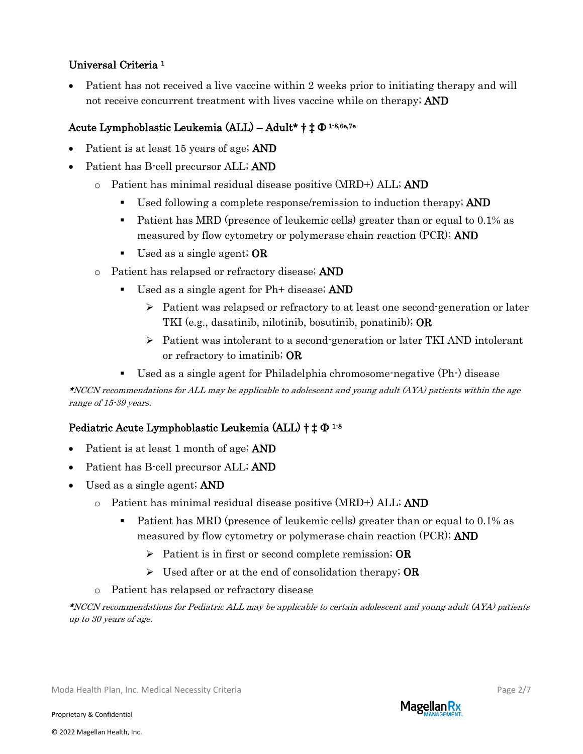## Universal Criteria [1]

- Patient has not received a live vaccine within 2 weeks prior to initiating therapy and will not receive concurrent treatment with lives vaccine while on therapy; **AND**

## Acute Lymphoblastic Leukemia (ALL) – Adult* † ‡ Φ [1-8,6e,7e]

- Patient is at least 15 years of age; **AND**
- Patient has B-cell precursor ALL; **AND**
  - Patient has minimal residual disease positive (MRD+) ALL; **AND**
    - Used following a complete response/remission to induction therapy; **AND**
    - Patient has MRD (presence of leukemic cells) greater than or equal to 0.1% as measured by flow cytometry or polymerase chain reaction (PCR); **AND**
    - Used as a single agent; **OR**
  - Patient has relapsed or refractory disease; **AND**
    - Used as a single agent for Ph+ disease; **AND**
      - Patient was relapsed or refractory to at least one second-generation or later TKI (e.g., dasatinib, nilotinib, bosutinib, ponatinib); **OR**
      - Patient was intolerant to a second-generation or later TKI AND intolerant or refractory to imatinib; **OR**
    - Used as a single agent for Philadelphia chromosome-negative (Ph-) disease

*\*NCCN recommendations for ALL may be applicable to adolescent and young adult (AYA) patients within the age range of 15-39 years.*

## Pediatric Acute Lymphoblastic Leukemia (ALL) † ‡ Φ [1-8]

- Patient is at least 1 month of age; **AND**
- Patient has B-cell precursor ALL; **AND**
- Used as a single agent; **AND**
  - Patient has minimal residual disease positive (MRD+) ALL; **AND**
    - Patient has MRD (presence of leukemic cells) greater than or equal to 0.1% as measured by flow cytometry or polymerase chain reaction (PCR); **AND**
      - Patient is in first or second complete remission; **OR**
      - Used after or at the end of consolidation therapy; **OR**
  - Patient has relapsed or refractory disease

*\*NCCN recommendations for Pediatric ALL may be applicable to certain adolescent and young adult (AYA) patients up to 30 years of age.*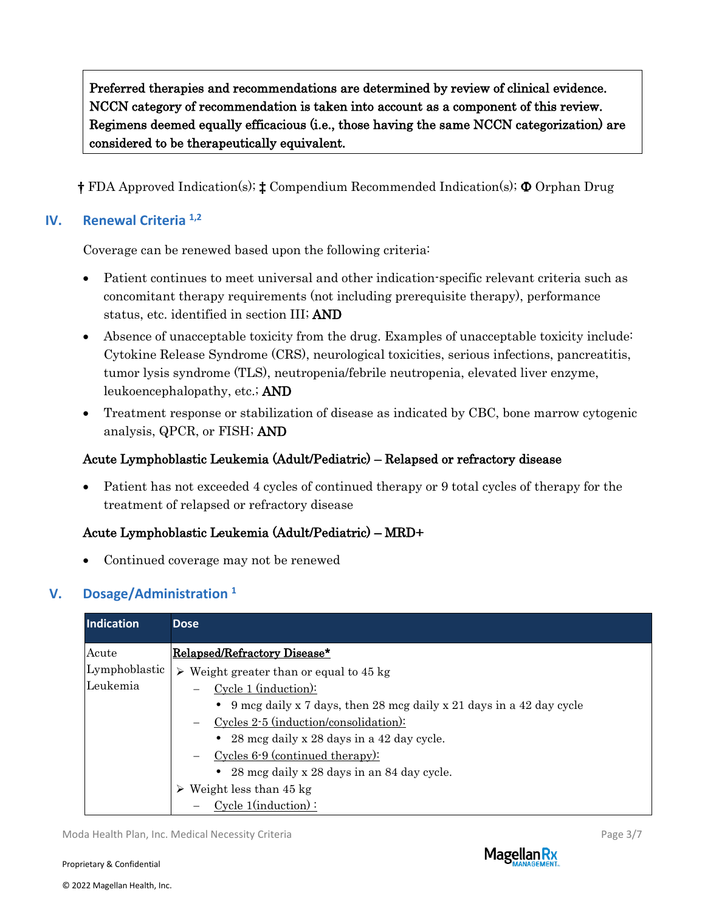**Preferred therapies and recommendations are determined by review of clinical evidence. NCCN category of recommendation is taken into account as a component of this review. Regimens deemed equally efficacious (i.e., those having the same NCCN categorization) are considered to be therapeutically equivalent.**

† FDA Approved Indication(s); ‡ Compendium Recommended Indication(s); Φ Orphan Drug

## IV. Renewal Criteria [1,2]

Coverage can be renewed based upon the following criteria:

- Patient continues to meet universal and other indication-specific relevant criteria such as concomitant therapy requirements (not including prerequisite therapy), performance status, etc. identified in section III; **AND**
- Absence of unacceptable toxicity from the drug. Examples of unacceptable toxicity include: Cytokine Release Syndrome (CRS), neurological toxicities, serious infections, pancreatitis, tumor lysis syndrome (TLS), neutropenia/febrile neutropenia, elevated liver enzyme, leukoencephalopathy, etc.; **AND**
- Treatment response or stabilization of disease as indicated by CBC, bone marrow cytogenic analysis, QPCR, or FISH; **AND**

**Acute Lymphoblastic Leukemia (Adult/Pediatric) – Relapsed or refractory disease**

- Patient has not exceeded 4 cycles of continued therapy or 9 total cycles of therapy for the treatment of relapsed or refractory disease

**Acute Lymphoblastic Leukemia (Adult/Pediatric) – MRD+**

- Continued coverage may not be renewed

## V. Dosage/Administration [1]

| Indication | Dose |
|---|---|
| Acute Lymphoblastic Leukemia | <u>Relapsed/Refractory Disease*</u><br>➢ Weight greater than or equal to 45 kg<br>– <u>Cycle 1 (induction):</u><br>• 9 mcg daily x 7 days, then 28 mcg daily x 21 days in a 42 day cycle<br>– <u>Cycles 2-5 (induction/consolidation):</u><br>• 28 mcg daily x 28 days in a 42 day cycle.<br>– <u>Cycles 6-9 (continued therapy):</u><br>• 28 mcg daily x 28 days in an 84 day cycle.<br>➢ Weight less than 45 kg<br>– <u>Cycle 1(induction) :</u> |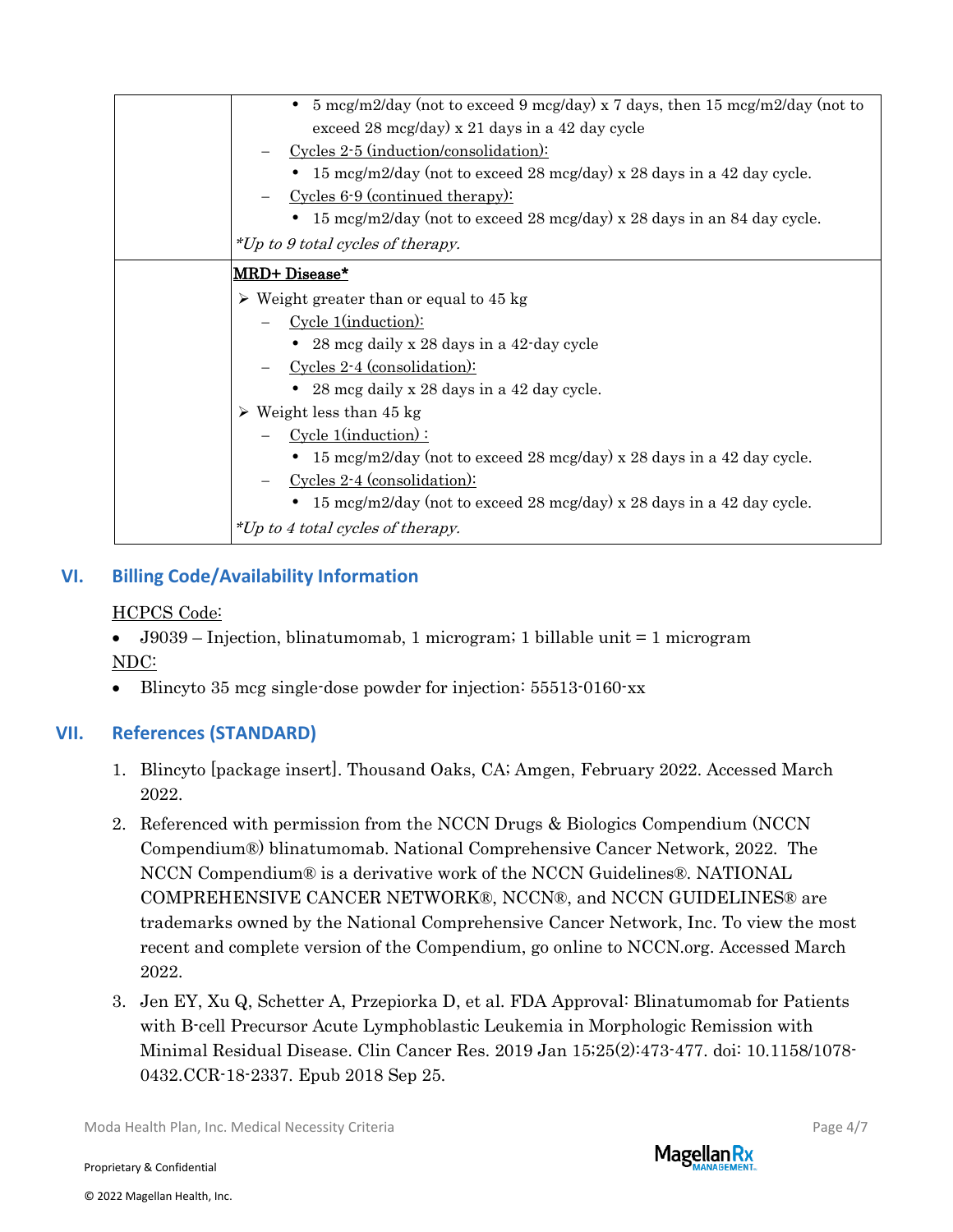| | |
|---|---|
| | • 5 mcg/m2/day (not to exceed 9 mcg/day) x 7 days, then 15 mcg/m2/day (not to exceed 28 mcg/day) x 21 days in a 42 day cycle<br>– Cycles 2-5 (induction/consolidation):<br>• 15 mcg/m2/day (not to exceed 28 mcg/day) x 28 days in a 42 day cycle.<br>– Cycles 6-9 (continued therapy):<br>• 15 mcg/m2/day (not to exceed 28 mcg/day) x 28 days in an 84 day cycle.<br>*Up to 9 total cycles of therapy.* |
| | **MRD+ Disease***<br>➢ Weight greater than or equal to 45 kg<br>– Cycle 1(induction):<br>• 28 mcg daily x 28 days in a 42-day cycle<br>– Cycles 2-4 (consolidation):<br>• 28 mcg daily x 28 days in a 42 day cycle.<br>➢ Weight less than 45 kg<br>– Cycle 1(induction) :<br>• 15 mcg/m2/day (not to exceed 28 mcg/day) x 28 days in a 42 day cycle.<br>– Cycles 2-4 (consolidation):<br>• 15 mcg/m2/day (not to exceed 28 mcg/day) x 28 days in a 42 day cycle.<br>*Up to 4 total cycles of therapy.* |

## VI. Billing Code/Availability Information

HCPCS Code:

- J9039 – Injection, blinatumomab, 1 microgram; 1 billable unit = 1 microgram

NDC:

- Blincyto 35 mcg single-dose powder for injection: 55513-0160-xx

## VII. References (STANDARD)

1. Blincyto [package insert]. Thousand Oaks, CA; Amgen, February 2022. Accessed March 2022.
2. Referenced with permission from the NCCN Drugs & Biologics Compendium (NCCN Compendium®) blinatumomab. National Comprehensive Cancer Network, 2022. The NCCN Compendium® is a derivative work of the NCCN Guidelines®. NATIONAL COMPREHENSIVE CANCER NETWORK®, NCCN®, and NCCN GUIDELINES® are trademarks owned by the National Comprehensive Cancer Network, Inc. To view the most recent and complete version of the Compendium, go online to NCCN.org. Accessed March 2022.
3. Jen EY, Xu Q, Schetter A, Przepiorka D, et al. FDA Approval: Blinatumomab for Patients with B-cell Precursor Acute Lymphoblastic Leukemia in Morphologic Remission with Minimal Residual Disease. Clin Cancer Res. 2019 Jan 15;25(2):473-477. doi: 10.1158/1078-0432.CCR-18-2337. Epub 2018 Sep 25.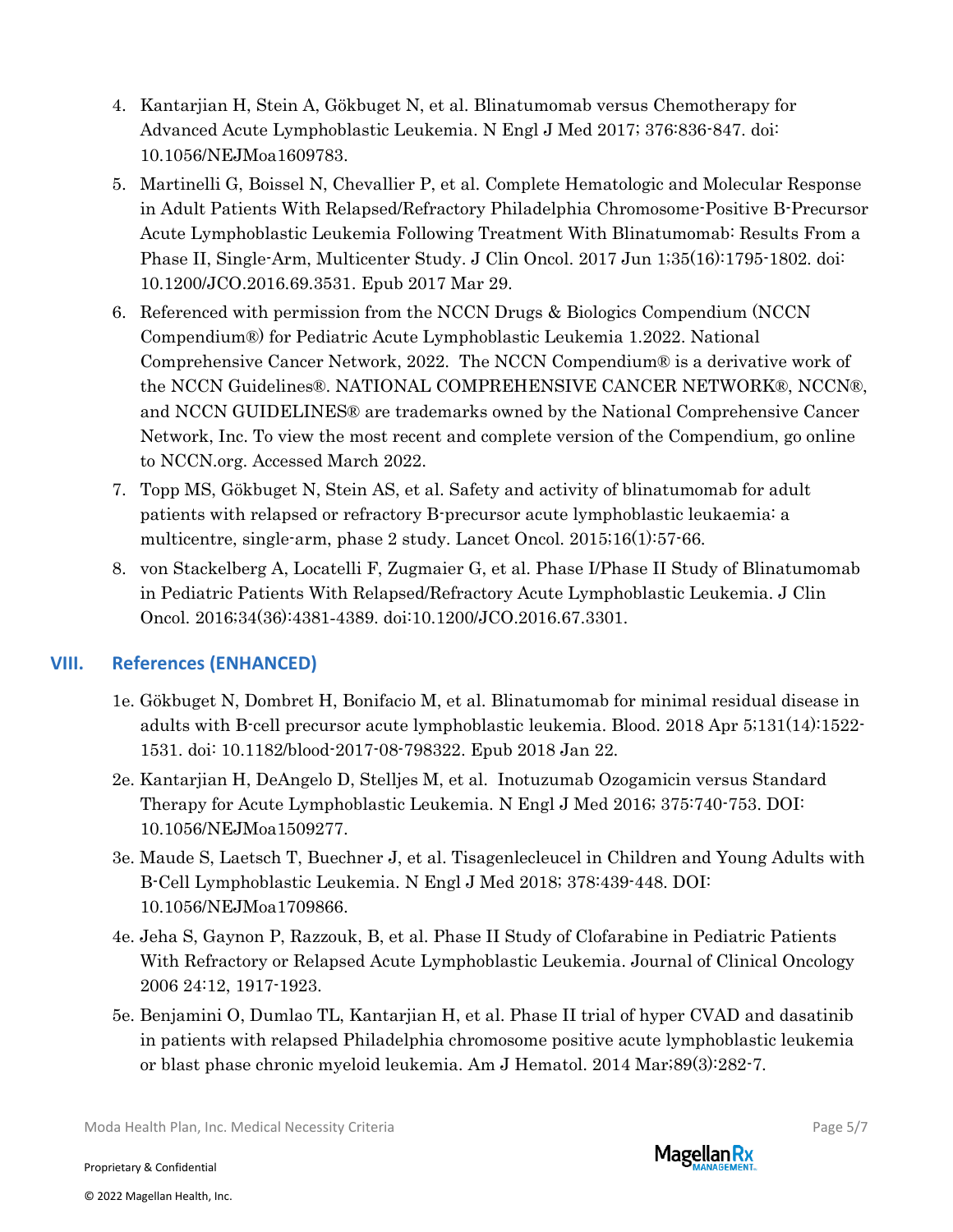4. Kantarjian H, Stein A, Gökbuget N, et al. Blinatumomab versus Chemotherapy for Advanced Acute Lymphoblastic Leukemia. N Engl J Med 2017; 376:836-847. doi: 10.1056/NEJMoa1609783.
5. Martinelli G, Boissel N, Chevallier P, et al. Complete Hematologic and Molecular Response in Adult Patients With Relapsed/Refractory Philadelphia Chromosome-Positive B-Precursor Acute Lymphoblastic Leukemia Following Treatment With Blinatumomab: Results From a Phase II, Single-Arm, Multicenter Study. J Clin Oncol. 2017 Jun 1;35(16):1795-1802. doi: 10.1200/JCO.2016.69.3531. Epub 2017 Mar 29.
6. Referenced with permission from the NCCN Drugs & Biologics Compendium (NCCN Compendium®) for Pediatric Acute Lymphoblastic Leukemia 1.2022. National Comprehensive Cancer Network, 2022. The NCCN Compendium® is a derivative work of the NCCN Guidelines®. NATIONAL COMPREHENSIVE CANCER NETWORK®, NCCN®, and NCCN GUIDELINES® are trademarks owned by the National Comprehensive Cancer Network, Inc. To view the most recent and complete version of the Compendium, go online to NCCN.org. Accessed March 2022.
7. Topp MS, Gökbuget N, Stein AS, et al. Safety and activity of blinatumomab for adult patients with relapsed or refractory B-precursor acute lymphoblastic leukaemia: a multicentre, single-arm, phase 2 study. Lancet Oncol. 2015;16(1):57-66.
8. von Stackelberg A, Locatelli F, Zugmaier G, et al. Phase I/Phase II Study of Blinatumomab in Pediatric Patients With Relapsed/Refractory Acute Lymphoblastic Leukemia. J Clin Oncol. 2016;34(36):4381-4389. doi:10.1200/JCO.2016.67.3301.

## VIII. References (ENHANCED)

1e. Gökbuget N, Dombret H, Bonifacio M, et al. Blinatumomab for minimal residual disease in adults with B-cell precursor acute lymphoblastic leukemia. Blood. 2018 Apr 5;131(14):1522-1531. doi: 10.1182/blood-2017-08-798322. Epub 2018 Jan 22.

2e. Kantarjian H, DeAngelo D, Stelljes M, et al. Inotuzumab Ozogamicin versus Standard Therapy for Acute Lymphoblastic Leukemia. N Engl J Med 2016; 375:740-753. DOI: 10.1056/NEJMoa1509277.

3e. Maude S, Laetsch T, Buechner J, et al. Tisagenlecleucel in Children and Young Adults with B-Cell Lymphoblastic Leukemia. N Engl J Med 2018; 378:439-448. DOI: 10.1056/NEJMoa1709866.

4e. Jeha S, Gaynon P, Razzouk, B, et al. Phase II Study of Clofarabine in Pediatric Patients With Refractory or Relapsed Acute Lymphoblastic Leukemia. Journal of Clinical Oncology 2006 24:12, 1917-1923.

5e. Benjamini O, Dumlao TL, Kantarjian H, et al. Phase II trial of hyper CVAD and dasatinib in patients with relapsed Philadelphia chromosome positive acute lymphoblastic leukemia or blast phase chronic myeloid leukemia. Am J Hematol. 2014 Mar;89(3):282-7.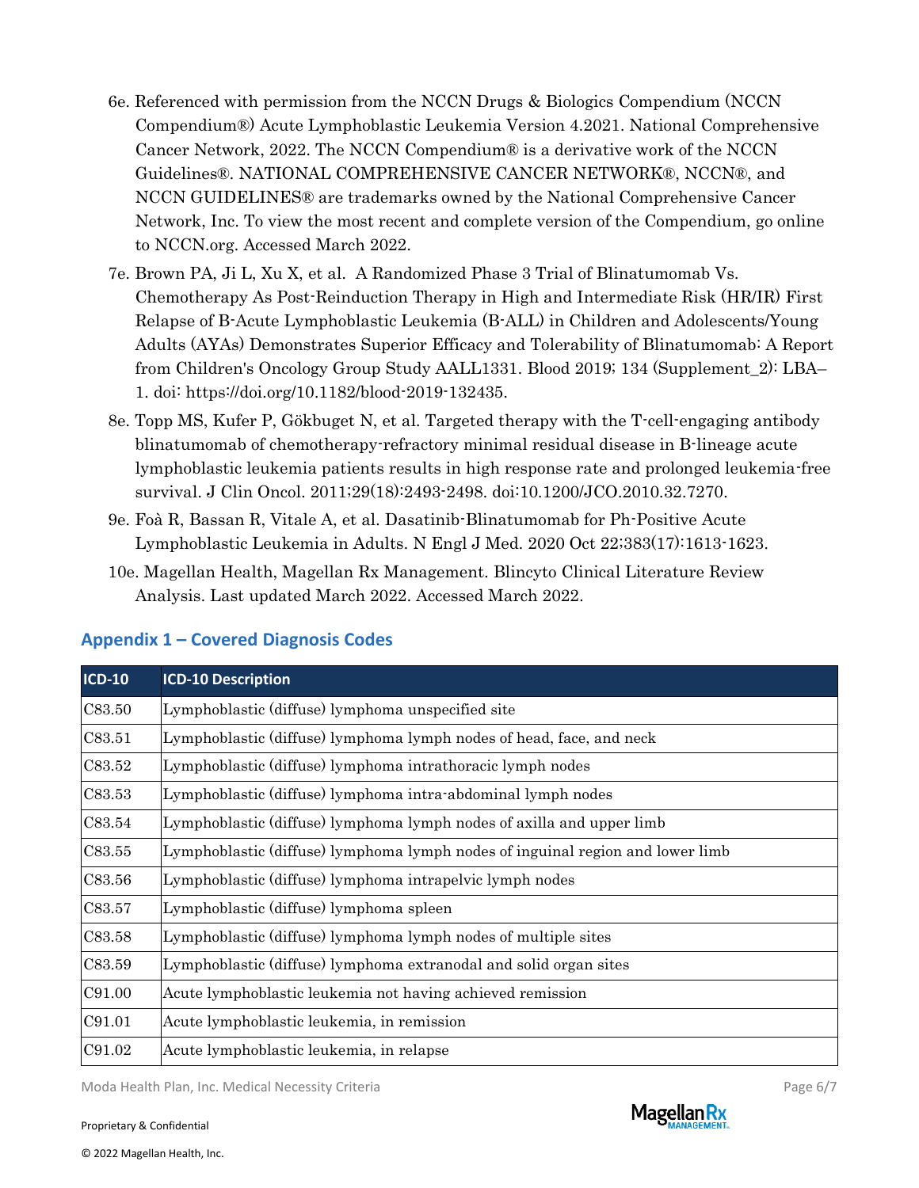6e. Referenced with permission from the NCCN Drugs & Biologics Compendium (NCCN Compendium®) Acute Lymphoblastic Leukemia Version 4.2021. National Comprehensive Cancer Network, 2022. The NCCN Compendium® is a derivative work of the NCCN Guidelines®. NATIONAL COMPREHENSIVE CANCER NETWORK®, NCCN®, and NCCN GUIDELINES® are trademarks owned by the National Comprehensive Cancer Network, Inc. To view the most recent and complete version of the Compendium, go online to NCCN.org. Accessed March 2022.

7e. Brown PA, Ji L, Xu X, et al. A Randomized Phase 3 Trial of Blinatumomab Vs. Chemotherapy As Post-Reinduction Therapy in High and Intermediate Risk (HR/IR) First Relapse of B-Acute Lymphoblastic Leukemia (B-ALL) in Children and Adolescents/Young Adults (AYAs) Demonstrates Superior Efficacy and Tolerability of Blinatumomab: A Report from Children's Oncology Group Study AALL1331. Blood 2019; 134 (Supplement_2): LBA–1. doi: https://doi.org/10.1182/blood-2019-132435.

8e. Topp MS, Kufer P, Gökbuget N, et al. Targeted therapy with the T-cell-engaging antibody blinatumomab of chemotherapy-refractory minimal residual disease in B-lineage acute lymphoblastic leukemia patients results in high response rate and prolonged leukemia-free survival. J Clin Oncol. 2011;29(18):2493-2498. doi:10.1200/JCO.2010.32.7270.

9e. Foà R, Bassan R, Vitale A, et al. Dasatinib-Blinatumomab for Ph-Positive Acute Lymphoblastic Leukemia in Adults. N Engl J Med. 2020 Oct 22;383(17):1613-1623.

10e. Magellan Health, Magellan Rx Management. Blincyto Clinical Literature Review Analysis. Last updated March 2022. Accessed March 2022.

## Appendix 1 – Covered Diagnosis Codes

| ICD-10 | ICD-10 Description |
|---|---|
| C83.50 | Lymphoblastic (diffuse) lymphoma unspecified site |
| C83.51 | Lymphoblastic (diffuse) lymphoma lymph nodes of head, face, and neck |
| C83.52 | Lymphoblastic (diffuse) lymphoma intrathoracic lymph nodes |
| C83.53 | Lymphoblastic (diffuse) lymphoma intra-abdominal lymph nodes |
| C83.54 | Lymphoblastic (diffuse) lymphoma lymph nodes of axilla and upper limb |
| C83.55 | Lymphoblastic (diffuse) lymphoma lymph nodes of inguinal region and lower limb |
| C83.56 | Lymphoblastic (diffuse) lymphoma intrapelvic lymph nodes |
| C83.57 | Lymphoblastic (diffuse) lymphoma spleen |
| C83.58 | Lymphoblastic (diffuse) lymphoma lymph nodes of multiple sites |
| C83.59 | Lymphoblastic (diffuse) lymphoma extranodal and solid organ sites |
| C91.00 | Acute lymphoblastic leukemia not having achieved remission |
| C91.01 | Acute lymphoblastic leukemia, in remission |
| C91.02 | Acute lymphoblastic leukemia, in relapse |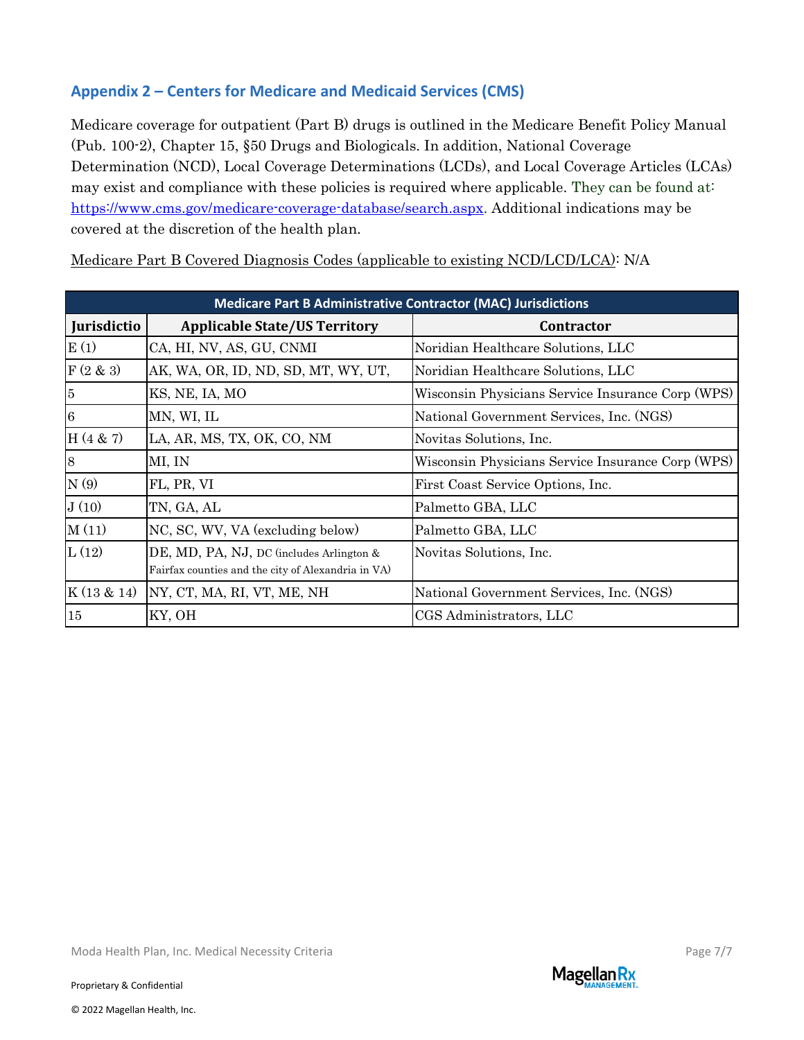## Appendix 2 – Centers for Medicare and Medicaid Services (CMS)

Medicare coverage for outpatient (Part B) drugs is outlined in the Medicare Benefit Policy Manual (Pub. 100-2), Chapter 15, §50 Drugs and Biologicals. In addition, National Coverage Determination (NCD), Local Coverage Determinations (LCDs), and Local Coverage Articles (LCAs) may exist and compliance with these policies is required where applicable. They can be found at: https://www.cms.gov/medicare-coverage-database/search.aspx. Additional indications may be covered at the discretion of the health plan.

Medicare Part B Covered Diagnosis Codes (applicable to existing NCD/LCD/LCA): N/A

| Medicare Part B Administrative Contractor (MAC) Jurisdictions | | |
|---|---|---|
| Jurisdictio | Applicable State/US Territory | Contractor |
| E (1) | CA, HI, NV, AS, GU, CNMI | Noridian Healthcare Solutions, LLC |
| F (2 & 3) | AK, WA, OR, ID, ND, SD, MT, WY, UT, | Noridian Healthcare Solutions, LLC |
| 5 | KS, NE, IA, MO | Wisconsin Physicians Service Insurance Corp (WPS) |
| 6 | MN, WI, IL | National Government Services, Inc. (NGS) |
| H (4 & 7) | LA, AR, MS, TX, OK, CO, NM | Novitas Solutions, Inc. |
| 8 | MI, IN | Wisconsin Physicians Service Insurance Corp (WPS) |
| N (9) | FL, PR, VI | First Coast Service Options, Inc. |
| J (10) | TN, GA, AL | Palmetto GBA, LLC |
| M (11) | NC, SC, WV, VA (excluding below) | Palmetto GBA, LLC |
| L (12) | DE, MD, PA, NJ, DC (includes Arlington & Fairfax counties and the city of Alexandria in VA) | Novitas Solutions, Inc. |
| K (13 & 14) | NY, CT, MA, RI, VT, ME, NH | National Government Services, Inc. (NGS) |
| 15 | KY, OH | CGS Administrators, LLC |